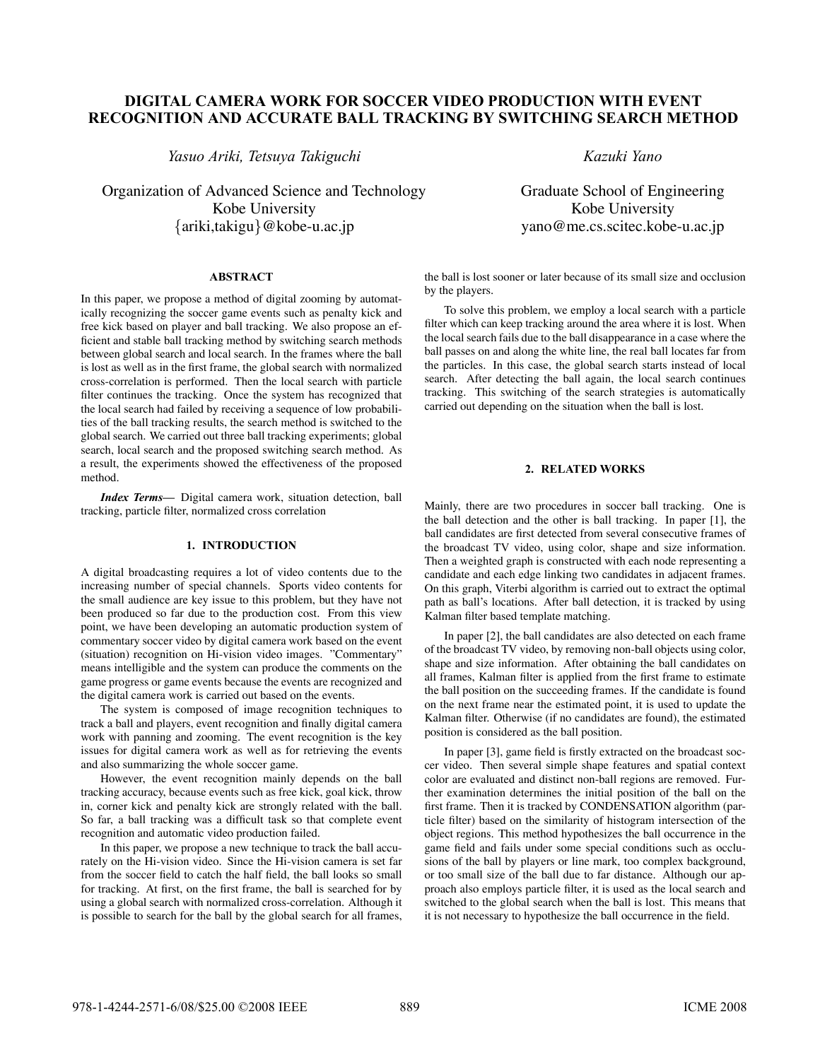# DIGITAL CAMERA WORK FOR SOCCER VIDEO PRODUCTION WITH EVENT RECOGNITION AND ACCURATE BALL TRACKING BY SWITCHING SEARCH METHOD

*Yasuo Ariki, Tetsuya Takiguchi*

Organization of Advanced Science and Technology
Kobe University
{ariki,takigu}@kobe-u.ac.jp

*Kazuki Yano*

Graduate School of Engineering
Kobe University
yano@me.cs.scitec.kobe-u.ac.jp

## ABSTRACT

In this paper, we propose a method of digital zooming by automatically recognizing the soccer game events such as penalty kick and free kick based on player and ball tracking. We also propose an efficient and stable ball tracking method by switching search methods between global search and local search. In the frames where the ball is lost as well as in the first frame, the global search with normalized cross-correlation is performed. Then the local search with particle filter continues the tracking. Once the system has recognized that the local search had failed by receiving a sequence of low probabilities of the ball tracking results, the search method is switched to the global search. We carried out three ball tracking experiments; global search, local search and the proposed switching search method. As a result, the experiments showed the effectiveness of the proposed method.

***Index Terms***— Digital camera work, situation detection, ball tracking, particle filter, normalized cross correlation

## 1. INTRODUCTION

A digital broadcasting requires a lot of video contents due to the increasing number of special channels. Sports video contents for the small audience are key issue to this problem, but they have not been produced so far due to the production cost. From this view point, we have been developing an automatic production system of commentary soccer video by digital camera work based on the event (situation) recognition on Hi-vision video images. "Commentary" means intelligible and the system can produce the comments on the game progress or game events because the events are recognized and the digital camera work is carried out based on the events.

The system is composed of image recognition techniques to track a ball and players, event recognition and finally digital camera work with panning and zooming. The event recognition is the key issues for digital camera work as well as for retrieving the events and also summarizing the whole soccer game.

However, the event recognition mainly depends on the ball tracking accuracy, because events such as free kick, goal kick, throw in, corner kick and penalty kick are strongly related with the ball. So far, a ball tracking was a difficult task so that complete event recognition and automatic video production failed.

In this paper, we propose a new technique to track the ball accurately on the Hi-vision video. Since the Hi-vision camera is set far from the soccer field to catch the half field, the ball looks so small for tracking. At first, on the first frame, the ball is searched for by using a global search with normalized cross-correlation. Although it is possible to search for the ball by the global search for all frames, the ball is lost sooner or later because of its small size and occlusion by the players.

To solve this problem, we employ a local search with a particle filter which can keep tracking around the area where it is lost. When the local search fails due to the ball disappearance in a case where the ball passes on and along the white line, the real ball locates far from the particles. In this case, the global search starts instead of local search. After detecting the ball again, the local search continues tracking. This switching of the search strategies is automatically carried out depending on the situation when the ball is lost.

## 2. RELATED WORKS

Mainly, there are two procedures in soccer ball tracking. One is the ball detection and the other is ball tracking. In paper [1], the ball candidates are first detected from several consecutive frames of the broadcast TV video, using color, shape and size information. Then a weighted graph is constructed with each node representing a candidate and each edge linking two candidates in adjacent frames. On this graph, Viterbi algorithm is carried out to extract the optimal path as ball's locations. After ball detection, it is tracked by using Kalman filter based template matching.

In paper [2], the ball candidates are also detected on each frame of the broadcast TV video, by removing non-ball objects using color, shape and size information. After obtaining the ball candidates on all frames, Kalman filter is applied from the first frame to estimate the ball position on the succeeding frames. If the candidate is found on the next frame near the estimated point, it is used to update the Kalman filter. Otherwise (if no candidates are found), the estimated position is considered as the ball position.

In paper [3], game field is firstly extracted on the broadcast soccer video. Then several simple shape features and spatial context color are evaluated and distinct non-ball regions are removed. Further examination determines the initial position of the ball on the first frame. Then it is tracked by CONDENSATION algorithm (particle filter) based on the similarity of histogram intersection of the object regions. This method hypothesizes the ball occurrence in the game field and fails under some special conditions such as occlusions of the ball by players or line mark, too complex background, or too small size of the ball due to far distance. Although our approach also employs particle filter, it is used as the local search and switched to the global search when the ball is lost. This means that it is not necessary to hypothesize the ball occurrence in the field.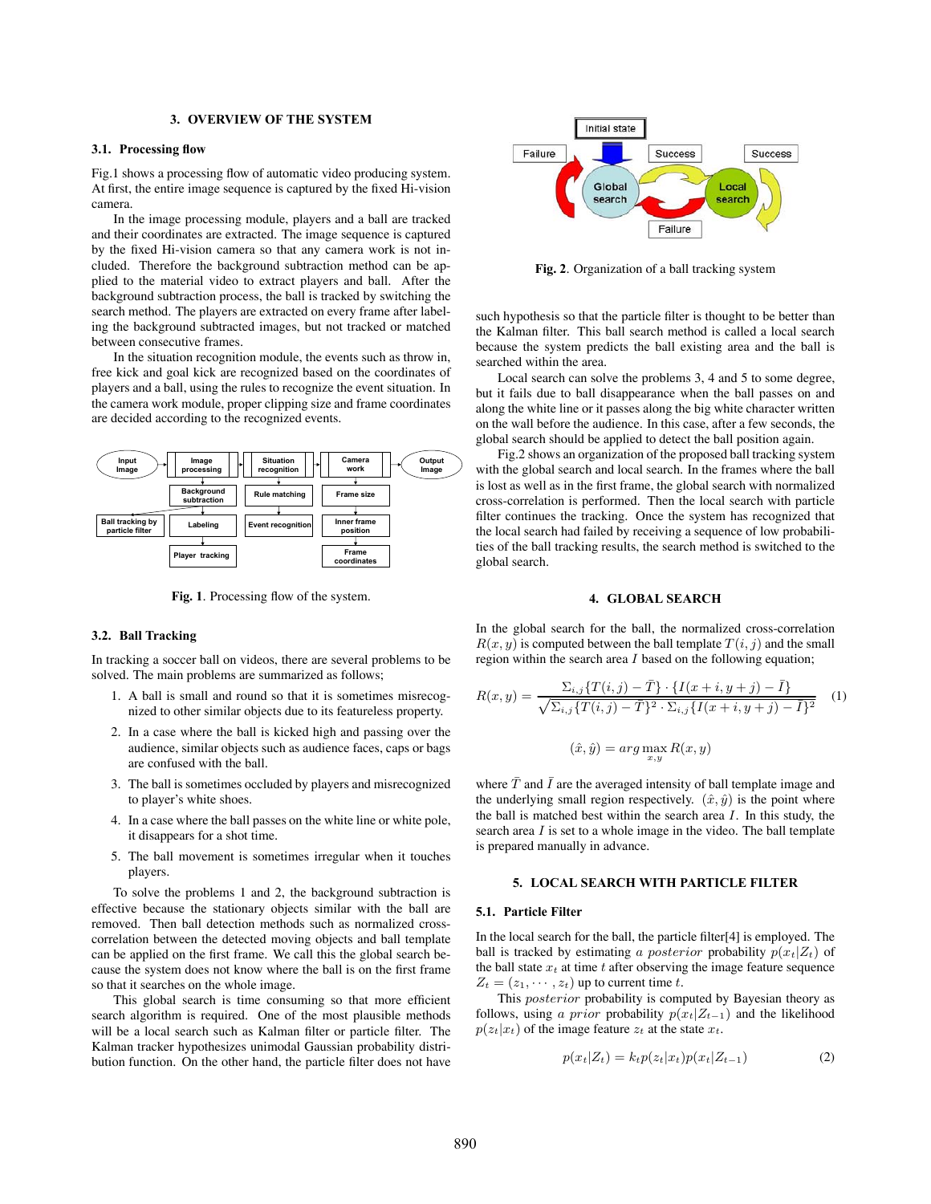## 3. OVERVIEW OF THE SYSTEM

### 3.1. Processing flow

Fig.1 shows a processing flow of automatic video producing system. At first, the entire image sequence is captured by the fixed Hi-vision camera.

In the image processing module, players and a ball are tracked and their coordinates are extracted. The image sequence is captured by the fixed Hi-vision camera so that any camera work is not included. Therefore the background subtraction method can be applied to the material video to extract players and ball. After the background subtraction process, the ball is tracked by switching the search method. The players are extracted on every frame after labeling the background subtracted images, but not tracked or matched between consecutive frames.

In the situation recognition module, the events such as throw in, free kick and goal kick are recognized based on the coordinates of players and a ball, using the rules to recognize the event situation. In the camera work module, proper clipping size and frame coordinates are decided according to the recognized events.

Input Image
Image processing
Situation recognition
Camera work
Output Image
Background subtraction
Rule matching
Frame size
Ball tracking by particle filter
Labeling
Event recognition
Inner frame position
Player tracking
Frame coordinates

**Fig. 1**. Processing flow of the system.

### 3.2. Ball Tracking

In tracking a soccer ball on videos, there are several problems to be solved. The main problems are summarized as follows;

1. A ball is small and round so that it is sometimes misrecognized to other similar objects due to its featureless property.
2. In a case where the ball is kicked high and passing over the audience, similar objects such as audience faces, caps or bags are confused with the ball.
3. The ball is sometimes occluded by players and misrecognized to player's white shoes.
4. In a case where the ball passes on the white line or white pole, it disappears for a shot time.
5. The ball movement is sometimes irregular when it touches players.

To solve the problems 1 and 2, the background subtraction is effective because the stationary objects similar with the ball are removed. Then ball detection methods such as normalized cross-correlation between the detected moving objects and ball template can be applied on the first frame. We call this the global search because the system does not know where the ball is on the first frame so that it searches on the whole image.

This global search is time consuming so that more efficient search algorithm is required. One of the most plausible methods will be a local search such as Kalman filter or particle filter. The Kalman tracker hypothesizes unimodal Gaussian probability distribution function. On the other hand, the particle filter does not have such hypothesis so that the particle filter is thought to be better than the Kalman filter. This ball search method is called a local search because the system predicts the ball existing area and the ball is searched within the area.

Local search can solve the problems 3, 4 and 5 to some degree, but it fails due to ball disappearance when the ball passes on and along the white line or it passes along the big white character written on the wall before the audience. In this case, after a few seconds, the global search should be applied to detect the ball position again.

Initial state
Failure
Success
Success
Global search
Local search
Failure

**Fig. 2**. Organization of a ball tracking system

Fig.2 shows an organization of the proposed ball tracking system with the global search and local search. In the frames where the ball is lost as well as in the first frame, the global search with normalized cross-correlation is performed. Then the local search with particle filter continues the tracking. Once the system has recognized that the local search had failed by receiving a sequence of low probabilities of the ball tracking results, the search method is switched to the global search.

## 4. GLOBAL SEARCH

In the global search for the ball, the normalized cross-correlation $R(x, y)$ is computed between the ball template $T(i, j)$ and the small region within the search area $I$ based on the following equation;

$$R(x, y) = \frac{\Sigma_{i,j}\{T(i, j) - \bar{T}\} \cdot \{I(x + i, y + j) - \bar{I}\}}{\sqrt{\Sigma_{i,j}\{T(i, j) - \bar{T}\}^2 \cdot \Sigma_{i,j}\{I(x + i, y + j) - \bar{I}\}^2}} \quad (1)$$

$$(\hat{x}, \hat{y}) = arg \max_{x,y} R(x, y)$$

where $\bar{T}$ and $\bar{I}$ are the averaged intensity of ball template image and the underlying small region respectively. $(\hat{x}, \hat{y})$ is the point where the ball is matched best within the search area $I$. In this study, the search area $I$ is set to a whole image in the video. The ball template is prepared manually in advance.

## 5. LOCAL SEARCH WITH PARTICLE FILTER

### 5.1. Particle Filter

In the local search for the ball, the particle filter[4] is employed. The ball is tracked by estimating *a posterior* probability $p(x_t|Z_t)$ of the ball state $x_t$ at time $t$ after observing the image feature sequence $Z_t = (z_1, \cdots, z_t)$ up to current time $t$.

This *posterior* probability is computed by Bayesian theory as follows, using *a prior* probability $p(x_t|Z_{t-1})$ and the likelihood $p(z_t|x_t)$ of the image feature $z_t$ at the state $x_t$.

$$p(x_t|Z_t) = k_t p(z_t|x_t)p(x_t|Z_{t-1}) \quad (2)$$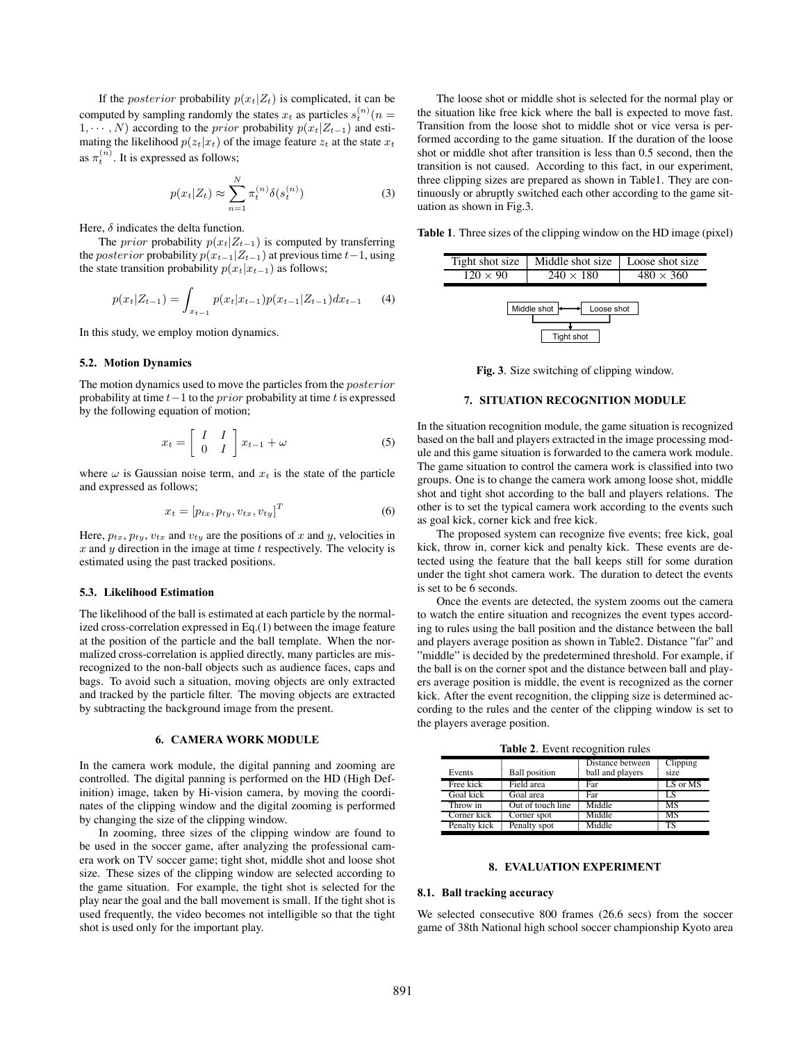If the *posterior* probability $p(x_t|Z_t)$ is complicated, it can be computed by sampling randomly the states $x_t$ as particles $s_t^{(n)}(n = 1, \cdots, N)$ according to the *prior* probability $p(x_t|Z_{t-1})$ and estimating the likelihood $p(z_t|x_t)$ of the image feature $z_t$ at the state $x_t$ as $\pi_t^{(n)}$. It is expressed as follows;

$$p(x_t|Z_t) \approx \sum_{n=1}^{N} \pi_t^{(n)} \delta(s_t^{(n)}) \tag{3}$$

Here, $\delta$ indicates the delta function.

The *prior* probability $p(x_t|Z_{t-1})$ is computed by transferring the *posterior* probability $p(x_{t-1}|Z_{t-1})$ at previous time $t-1$, using the state transition probability $p(x_t|x_{t-1})$ as follows;

$$p(x_t|Z_{t-1}) = \int_{x_{t-1}} p(x_t|x_{t-1}) p(x_{t-1}|Z_{t-1}) dx_{t-1} \tag{4}$$

In this study, we employ motion dynamics.

### 5.2. Motion Dynamics

The motion dynamics used to move the particles from the *posterior* probability at time $t-1$ to the *prior* probability at time $t$ is expressed by the following equation of motion;

$$x_t = \begin{bmatrix} I & I \\ 0 & I \end{bmatrix} x_{t-1} + \omega \tag{5}$$

where $\omega$ is Gaussian noise term, and $x_t$ is the state of the particle and expressed as follows;

$$x_t = [p_{tx}, p_{ty}, v_{tx}, v_{ty}]^T \tag{6}$$

Here, $p_{tx}$, $p_{ty}$, $v_{tx}$ and $v_{ty}$ are the positions of $x$ and $y$, velocities in $x$ and $y$ direction in the image at time $t$ respectively. The velocity is estimated using the past tracked positions.

### 5.3. Likelihood Estimation

The likelihood of the ball is estimated at each particle by the normalized cross-correlation expressed in Eq.(1) between the image feature at the position of the particle and the ball template. When the normalized cross-correlation is applied directly, many particles are misrecognized to the non-ball objects such as audience faces, caps and bags. To avoid such a situation, moving objects are only extracted and tracked by the particle filter. The moving objects are extracted by subtracting the background image from the present.

## 6. CAMERA WORK MODULE

In the camera work module, the digital panning and zooming are controlled. The digital panning is performed on the HD (High Definition) image, taken by Hi-vision camera, by moving the coordinates of the clipping window and the digital zooming is performed by changing the size of the clipping window.

In zooming, three sizes of the clipping window are found to be used in the soccer game, after analyzing the professional camera work on TV soccer game; tight shot, middle shot and loose shot size. These sizes of the clipping window are selected according to the game situation. For example, the tight shot is selected for the play near the goal and the ball movement is small. If the tight shot is used frequently, the video becomes not intelligible so that the tight shot is used only for the important play.

The loose shot or middle shot is selected for the normal play or the situation like free kick where the ball is expected to move fast. Transition from the loose shot to middle shot or vice versa is performed according to the game situation. If the duration of the loose shot or middle shot after transition is less than 0.5 second, then the transition is not caused. According to this fact, in our experiment, three clipping sizes are prepared as shown in Table1. They are continuously or abruptly switched each other according to the game situation as shown in Fig.3.

**Table 1**. Three sizes of the clipping window on the HD image (pixel)

| Tight shot size | Middle shot size | Loose shot size |
|---|---|---|
| $120 \times 90$ | $240 \times 180$ | $480 \times 360$ |

Middle shot
Loose shot
Tight shot

**Fig. 3**. Size switching of clipping window.

## 7. SITUATION RECOGNITION MODULE

In the situation recognition module, the game situation is recognized based on the ball and players extracted in the image processing module and this game situation is forwarded to the camera work module. The game situation to control the camera work is classified into two groups. One is to change the camera work among loose shot, middle shot and tight shot according to the ball and players relations. The other is to set the typical camera work according to the events such as goal kick, corner kick and free kick.

The proposed system can recognize five events; free kick, goal kick, throw in, corner kick and penalty kick. These events are detected using the feature that the ball keeps still for some duration under the tight shot camera work. The duration to detect the events is set to be 6 seconds.

Once the events are detected, the system zooms out the camera to watch the entire situation and recognizes the event types according to rules using the ball position and the distance between the ball and players average position as shown in Table2. Distance "far" and "middle" is decided by the predetermined threshold. For example, if the ball is on the corner spot and the distance between ball and players average position is middle, the event is recognized as the corner kick. After the event recognition, the clipping size is determined according to the rules and the center of the clipping window is set to the players average position.

**Table 2**. Event recognition rules

| Events | Ball position | Distance between ball and players | Clipping size |
|---|---|---|---|
| Free kick | Field area | Far | LS or MS |
| Goal kick | Goal area | Far | LS |
| Throw in | Out of touch line | Middle | MS |
| Corner kick | Corner spot | Middle | MS |
| Penalty kick | Penalty spot | Middle | TS |

## 8. EVALUATION EXPERIMENT

### 8.1. Ball tracking accuracy

We selected consecutive 800 frames (26.6 secs) from the soccer game of 38th National high school soccer championship Kyoto area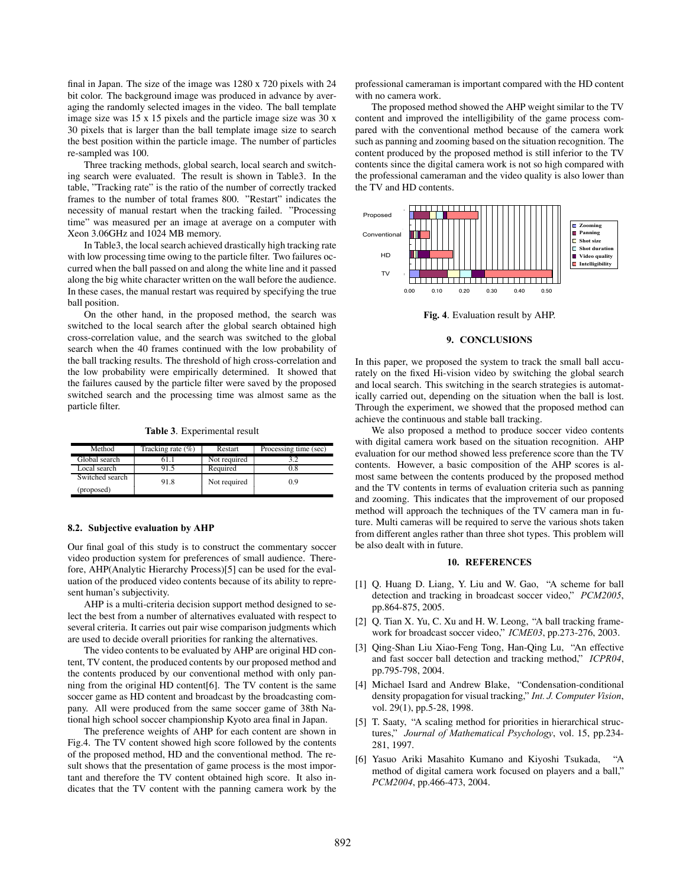final in Japan. The size of the image was 1280 x 720 pixels with 24 bit color. The background image was produced in advance by averaging the randomly selected images in the video. The ball template image size was 15 x 15 pixels and the particle image size was 30 x 30 pixels that is larger than the ball template image size to search the best position within the particle image. The number of particles re-sampled was 100.

Three tracking methods, global search, local search and switching search were evaluated. The result is shown in Table3. In the table, "Tracking rate" is the ratio of the number of correctly tracked frames to the number of total frames 800. "Restart" indicates the necessity of manual restart when the tracking failed. "Processing time" was measured per an image at average on a computer with Xeon 3.06GHz and 1024 MB memory.

In Table3, the local search achieved drastically high tracking rate with low processing time owing to the particle filter. Two failures occurred when the ball passed on and along the white line and it passed along the big white character written on the wall before the audience. In these cases, the manual restart was required by specifying the true ball position.

On the other hand, in the proposed method, the search was switched to the local search after the global search obtained high cross-correlation value, and the search was switched to the global search when the 40 frames continued with the low probability of the ball tracking results. The threshold of high cross-correlation and the low probability were empirically determined. It showed that the failures caused by the particle filter were saved by the proposed switched search and the processing time was almost same as the particle filter.

**Table 3**. Experimental result

| Method | Tracking rate (%) | Restart | Processing time (sec) |
|---|---|---|---|
| Global search | 61.1 | Not required | 3.2 |
| Local search | 91.5 | Required | 0.8 |
| Switched search (proposed) | 91.8 | Not required | 0.9 |

### 8.2. Subjective evaluation by AHP

Our final goal of this study is to construct the commentary soccer video production system for preferences of small audience. Therefore, AHP(Analytic Hierarchy Process)[5] can be used for the evaluation of the produced video contents because of its ability to represent human's subjectivity.

AHP is a multi-criteria decision support method designed to select the best from a number of alternatives evaluated with respect to several criteria. It carries out pair wise comparison judgments which are used to decide overall priorities for ranking the alternatives.

The video contents to be evaluated by AHP are original HD content, TV content, the produced contents by our proposed method and the contents produced by our conventional method with only panning from the original HD content[6]. The TV content is the same soccer game as HD content and broadcast by the broadcasting company. All were produced from the same soccer game of 38th National high school soccer championship Kyoto area final in Japan.

The preference weights of AHP for each content are shown in Fig.4. The TV content showed high score followed by the contents of the proposed method, HD and the conventional method. The result shows that the presentation of game process is the most important and therefore the TV content obtained high score. It also indicates that the TV content with the panning camera work by the professional cameraman is important compared with the HD content with no camera work.

The proposed method showed the AHP weight similar to the TV content and improved the intelligibility of the game process compared with the conventional method because of the camera work such as panning and zooming based on the situation recognition. The content produced by the proposed method is still inferior to the TV contents since the digital camera work is not so high compared with the professional cameraman and the video quality is also lower than the TV and HD contents.

Proposed
Conventional
HD
TV
0.00 0.10 0.20 0.30 0.40 0.50
Zooming
Panning
Shot size
Shot duration
Video quality
Intelligibility

**Fig. 4**. Evaluation result by AHP.

## 9. CONCLUSIONS

In this paper, we proposed the system to track the small ball accurately on the fixed Hi-vision video by switching the global search and local search. This switching in the search strategies is automatically carried out, depending on the situation when the ball is lost. Through the experiment, we showed that the proposed method can achieve the continuous and stable ball tracking.

We also proposed a method to produce soccer video contents with digital camera work based on the situation recognition. AHP evaluation for our method showed less preference score than the TV contents. However, a basic composition of the AHP scores is almost same between the contents produced by the proposed method and the TV contents in terms of evaluation criteria such as panning and zooming. This indicates that the improvement of our proposed method will approach the techniques of the TV camera man in future. Multi cameras will be required to serve the various shots taken from different angles rather than three shot types. This problem will be also dealt with in future.

## 10. REFERENCES

[1] Q. Huang D. Liang, Y. Liu and W. Gao, "A scheme for ball detection and tracking in broadcast soccer video," *PCM2005*, pp.864-875, 2005.

[2] Q. Tian X. Yu, C. Xu and H. W. Leong, "A ball tracking framework for broadcast soccer video," *ICME03*, pp.273-276, 2003.

[3] Qing-Shan Liu Xiao-Feng Tong, Han-Qing Lu, "An effective and fast soccer ball detection and tracking method," *ICPR04*, pp.795-798, 2004.

[4] Michael Isard and Andrew Blake, "Condensation-conditional density propagation for visual tracking," *Int. J. Computer Vision*, vol. 29(1), pp.5-28, 1998.

[5] T. Saaty, "A scaling method for priorities in hierarchical structures," *Journal of Mathematical Psychology*, vol. 15, pp.234-281, 1997.

[6] Yasuo Ariki Masahito Kumano and Kiyoshi Tsukada, "A method of digital camera work focused on players and a ball," *PCM2004*, pp.466-473, 2004.